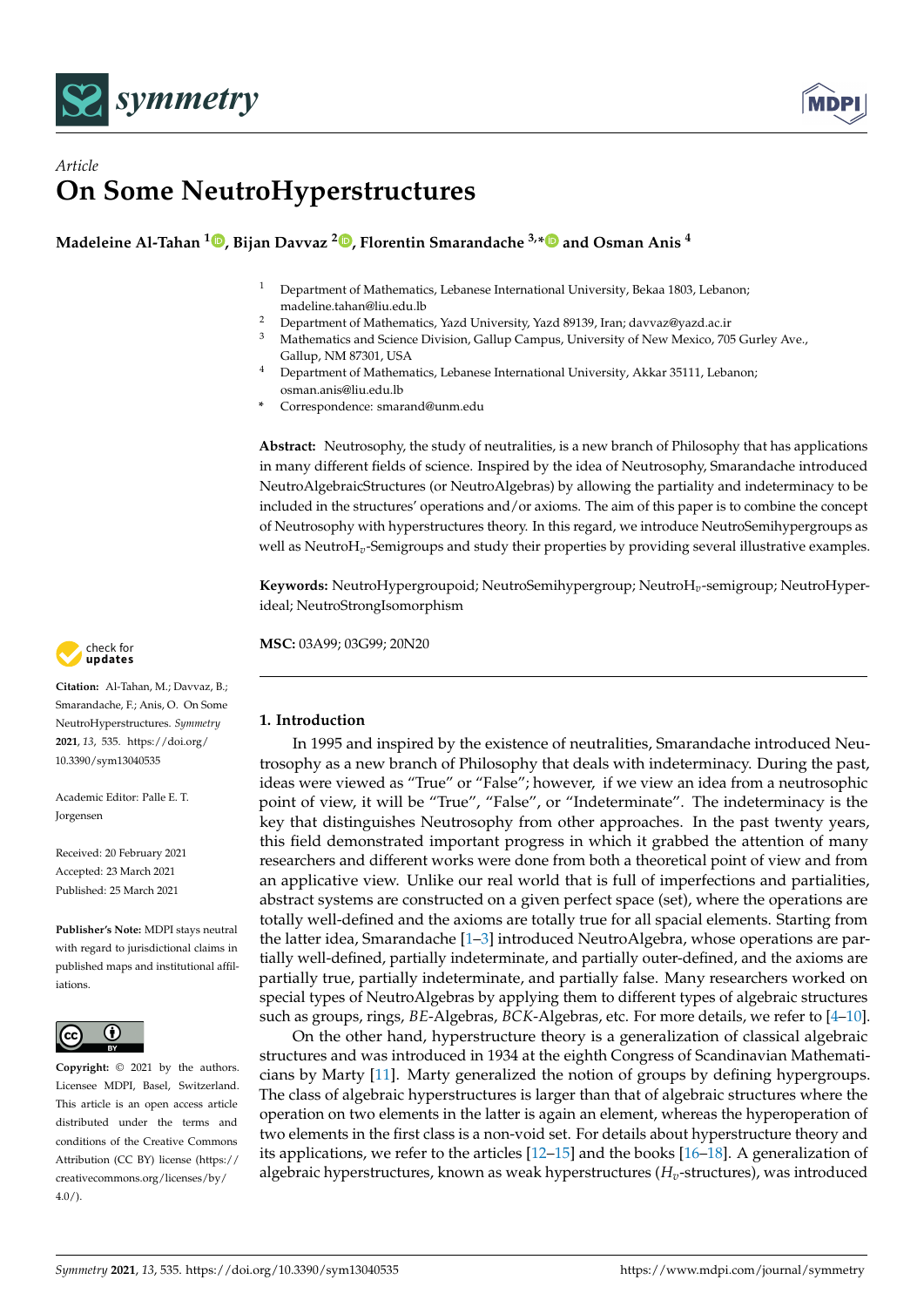*Article*

# On Some NeutroHyperstructures

**Madeleine Al-Tahan [1], Bijan Davvaz [2], Florentin Smarandache [3,*] and Osman Anis [4]**

[1] Department of Mathematics, Lebanese International University, Bekaa 1803, Lebanon; madeline.tahan@liu.edu.lb
[2] Department of Mathematics, Yazd University, Yazd 89139, Iran; davvaz@yazd.ac.ir
[3] Mathematics and Science Division, Gallup Campus, University of New Mexico, 705 Gurley Ave., Gallup, NM 87301, USA
[4] Department of Mathematics, Lebanese International University, Akkar 35111, Lebanon; osman.anis@liu.edu.lb
* Correspondence: smarand@unm.edu

**Abstract:** Neutrosophy, the study of neutralities, is a new branch of Philosophy that has applications in many different fields of science. Inspired by the idea of Neutrosophy, Smarandache introduced NeutroAlgebraicStructures (or NeutroAlgebras) by allowing the partiality and indeterminacy to be included in the structures' operations and/or axioms. The aim of this paper is to combine the concept of Neutrosophy with hyperstructures theory. In this regard, we introduce NeutroSemihypergroups as well as NeutroH$_v$-Semigroups and study their properties by providing several illustrative examples.

**Keywords:** NeutroHypergroupoid; NeutroSemihypergroup; NeutroH$_v$-semigroup; NeutroHyperideal; NeutroStrongIsomorphism

**MSC:** 03A99; 03G99; 20N20

**Citation:** Al-Tahan, M.; Davvaz, B.; Smarandache, F.; Anis, O. On Some NeutroHyperstructures. *Symmetry* **2021**, *13*, 535. https://doi.org/10.3390/sym13040535

Academic Editor: Palle E. T. Jorgensen

Received: 20 February 2021
Accepted: 23 March 2021
Published: 25 March 2021

**Publisher's Note:** MDPI stays neutral with regard to jurisdictional claims in published maps and institutional affiliations.

**Copyright:** © 2021 by the authors. Licensee MDPI, Basel, Switzerland. This article is an open access article distributed under the terms and conditions of the Creative Commons Attribution (CC BY) license (https://creativecommons.org/licenses/by/4.0/).

## 1. Introduction

In 1995 and inspired by the existence of neutralities, Smarandache introduced Neutrosophy as a new branch of Philosophy that deals with indeterminacy. During the past, ideas were viewed as "True" or "False"; however, if we view an idea from a neutrosophic point of view, it will be "True", "False", or "Indeterminate". The indeterminacy is the key that distinguishes Neutrosophy from other approaches. In the past twenty years, this field demonstrated important progress in which it grabbed the attention of many researchers and different works were done from both a theoretical point of view and from an applicative view. Unlike our real world that is full of imperfections and partialities, abstract systems are constructed on a given perfect space (set), where the operations are totally well-defined and the axioms are totally true for all spacial elements. Starting from the latter idea, Smarandache [1–3] introduced NeutroAlgebra, whose operations are partially well-defined, partially indeterminate, and partially outer-defined, and the axioms are partially true, partially indeterminate, and partially false. Many researchers worked on special types of NeutroAlgebras by applying them to different types of algebraic structures such as groups, rings, *BE*-Algebras, *BCK*-Algebras, etc. For more details, we refer to [4–10].

On the other hand, hyperstructure theory is a generalization of classical algebraic structures and was introduced in 1934 at the eighth Congress of Scandinavian Mathematicians by Marty [11]. Marty generalized the notion of groups by defining hypergroups. The class of algebraic hyperstructures is larger than that of algebraic structures where the operation on two elements in the latter is again an element, whereas the hyperoperation of two elements in the first class is a non-void set. For details about hyperstructure theory and its applications, we refer to the articles [12–15] and the books [16–18]. A generalization of algebraic hyperstructures, known as weak hyperstructures ($H_v$-structures), was introduced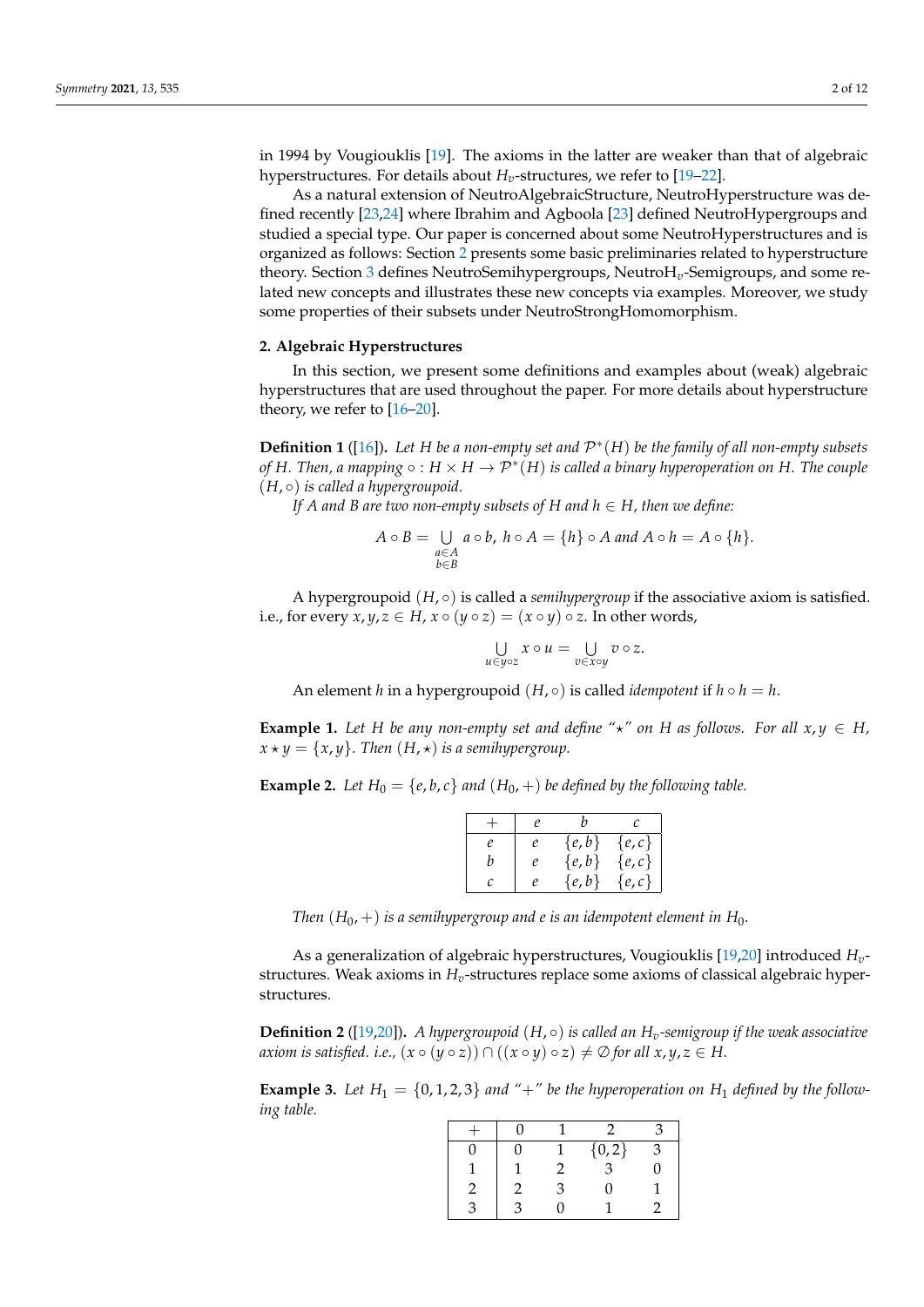in 1994 by Vougiouklis [19]. The axioms in the latter are weaker than that of algebraic hyperstructures. For details about $H_v$-structures, we refer to [19–22].

As a natural extension of NeutroAlgebraicStructure, NeutroHyperstructure was defined recently [23,24] where Ibrahim and Agboola [23] defined NeutroHypergroups and studied a special type. Our paper is concerned about some NeutroHyperstructures and is organized as follows: Section 2 presents some basic preliminaries related to hyperstructure theory. Section 3 defines NeutroSemihypergroups, NeutroH$_v$-Semigroups, and some related new concepts and illustrates these new concepts via examples. Moreover, we study some properties of their subsets under NeutroStrongHomomorphism.

## 2. Algebraic Hyperstructures

In this section, we present some definitions and examples about (weak) algebraic hyperstructures that are used throughout the paper. For more details about hyperstructure theory, we refer to [16–20].

**Definition 1** ([16]). *Let $H$ be a non-empty set and $\mathcal{P}^*(H)$ be the family of all non-empty subsets of $H$. Then, a mapping $\circ : H \times H \to \mathcal{P}^*(H)$ is called a binary hyperoperation on $H$. The couple $(H, \circ)$ is called a hypergroupoid.*

*If $A$ and $B$ are two non-empty subsets of $H$ and $h \in H$, then we define:*

$$A \circ B = \bigcup_{\substack{a \in A \\ b \in B}} a \circ b,\ h \circ A = \{h\} \circ A \text{ and } A \circ h = A \circ \{h\}.$$

A hypergroupoid $(H, \circ)$ is called a *semihypergroup* if the associative axiom is satisfied. i.e., for every $x, y, z \in H$, $x \circ (y \circ z) = (x \circ y) \circ z$. In other words,

$$\bigcup_{u \in y \circ z} x \circ u = \bigcup_{v \in x \circ y} v \circ z.$$

An element $h$ in a hypergroupoid $(H, \circ)$ is called *idempotent* if $h \circ h = h$.

**Example 1.** *Let $H$ be any non-empty set and define "$\star$" on $H$ as follows. For all $x, y \in H$, $x \star y = \{x, y\}$. Then $(H, \star)$ is a semihypergroup.*

**Example 2.** *Let $H_0 = \{e, b, c\}$ and $(H_0, +)$ be defined by the following table.*

| $+$ | $e$ | $b$ | $c$ |
|---|---|---|---|
| $e$ | $e$ | $\{e, b\}$ | $\{e, c\}$ |
| $b$ | $e$ | $\{e, b\}$ | $\{e, c\}$ |
| $c$ | $e$ | $\{e, b\}$ | $\{e, c\}$ |

*Then $(H_0, +)$ is a semihypergroup and $e$ is an idempotent element in $H_0$.*

As a generalization of algebraic hyperstructures, Vougiouklis [19,20] introduced $H_v$-structures. Weak axioms in $H_v$-structures replace some axioms of classical algebraic hyperstructures.

**Definition 2** ([19,20]). *A hypergroupoid $(H, \circ)$ is called an $H_v$-semigroup if the weak associative axiom is satisfied. i.e., $(x \circ (y \circ z)) \cap ((x \circ y) \circ z) \neq \emptyset$ for all $x, y, z \in H$.*

**Example 3.** *Let $H_1 = \{0, 1, 2, 3\}$ and "$+$" be the hyperoperation on $H_1$ defined by the following table.*

| $+$ | 0 | 1 | 2 | 3 |
|---|---|---|---|---|
| 0 | 0 | 1 | $\{0, 2\}$ | 3 |
| 1 | 1 | 2 | 3 | 0 |
| 2 | 2 | 3 | 0 | 1 |
| 3 | 3 | 0 | 1 | 2 |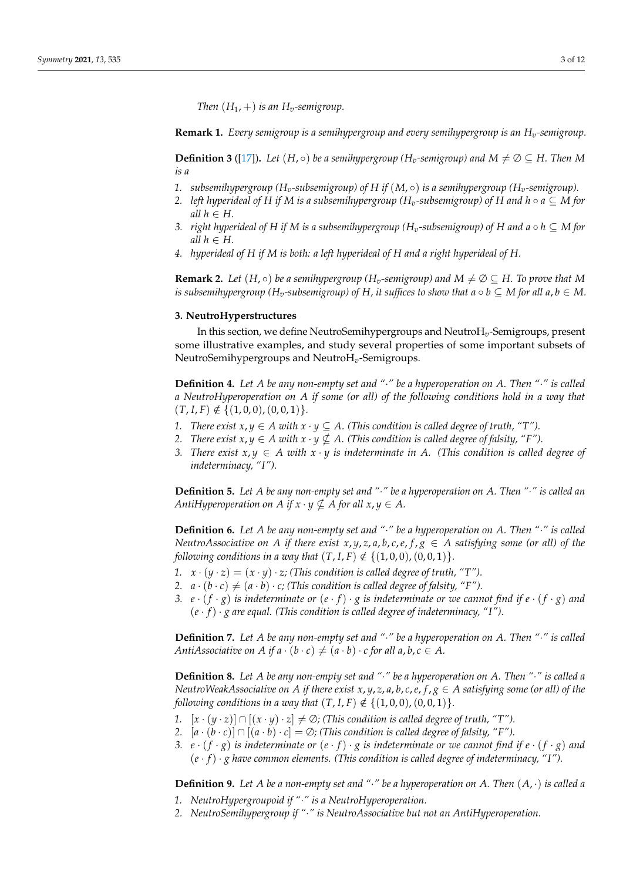*Then $(H_1, +)$ is an $H_v$-semigroup.*

**Remark 1.** *Every semigroup is a semihypergroup and every semihypergroup is an $H_v$-semigroup.*

**Definition 3** ([17]). *Let $(H, \circ)$ be a semihypergroup ($H_v$-semigroup) and $M \neq \emptyset \subseteq H$. Then $M$ is a*

1. *subsemihypergroup ($H_v$-subsemigroup) of $H$ if $(M, \circ)$ is a semihypergroup ($H_v$-semigroup).*
2. *left hyperideal of $H$ if $M$ is a subsemihypergroup ($H_v$-subsemigroup) of $H$ and $h \circ a \subseteq M$ for all $h \in H$.*
3. *right hyperideal of $H$ if $M$ is a subsemihypergroup ($H_v$-subsemigroup) of $H$ and $a \circ h \subseteq M$ for all $h \in H$.*
4. *hyperideal of $H$ if $M$ is both: a left hyperideal of $H$ and a right hyperideal of $H$.*

**Remark 2.** *Let $(H, \circ)$ be a semihypergroup ($H_v$-semigroup) and $M \neq \emptyset \subseteq H$. To prove that $M$ is subsemihypergroup ($H_v$-subsemigroup) of $H$, it suffices to show that $a \circ b \subseteq M$ for all $a, b \in M$.*

## 3. NeutroHyperstructures

In this section, we define NeutroSemihypergroups and Neutro$H_v$-Semigroups, present some illustrative examples, and study several properties of some important subsets of NeutroSemihypergroups and Neutro$H_v$-Semigroups.

**Definition 4.** *Let $A$ be any non-empty set and "$\cdot$" be a hyperoperation on $A$. Then "$\cdot$" is called a NeutroHyperoperation on $A$ if some (or all) of the following conditions hold in a way that $(T, I, F) \notin \{(1, 0, 0), (0, 0, 1)\}$.*

1. *There exist $x, y \in A$ with $x \cdot y \subseteq A$. (This condition is called degree of truth, "T").*
2. *There exist $x, y \in A$ with $x \cdot y \nsubseteq A$. (This condition is called degree of falsity, "F").*
3. *There exist $x, y \in A$ with $x \cdot y$ is indeterminate in $A$. (This condition is called degree of indeterminacy, "I").*

**Definition 5.** *Let $A$ be any non-empty set and "$\cdot$" be a hyperoperation on $A$. Then "$\cdot$" is called an AntiHyperoperation on $A$ if $x \cdot y \nsubseteq A$ for all $x, y \in A$.*

**Definition 6.** *Let $A$ be any non-empty set and "$\cdot$" be a hyperoperation on $A$. Then "$\cdot$" is called NeutroAssociative on $A$ if there exist $x, y, z, a, b, c, e, f, g \in A$ satisfying some (or all) of the following conditions in a way that $(T, I, F) \notin \{(1, 0, 0), (0, 0, 1)\}$.*

1. *$x \cdot (y \cdot z) = (x \cdot y) \cdot z$; (This condition is called degree of truth, "T").*
2. *$a \cdot (b \cdot c) \neq (a \cdot b) \cdot c$; (This condition is called degree of falsity, "F").*
3. *$e \cdot (f \cdot g)$ is indeterminate or $(e \cdot f) \cdot g$ is indeterminate or we cannot find if $e \cdot (f \cdot g)$ and $(e \cdot f) \cdot g$ are equal. (This condition is called degree of indeterminacy, "I").*

**Definition 7.** *Let $A$ be any non-empty set and "$\cdot$" be a hyperoperation on $A$. Then "$\cdot$" is called AntiAssociative on $A$ if $a \cdot (b \cdot c) \neq (a \cdot b) \cdot c$ for all $a, b, c \in A$.*

**Definition 8.** *Let $A$ be any non-empty set and "$\cdot$" be a hyperoperation on $A$. Then "$\cdot$" is called a NeutroWeakAssociative on $A$ if there exist $x, y, z, a, b, c, e, f, g \in A$ satisfying some (or all) of the following conditions in a way that $(T, I, F) \notin \{(1, 0, 0), (0, 0, 1)\}$.*

1. *$[x \cdot (y \cdot z)] \cap [(x \cdot y) \cdot z] \neq \emptyset$; (This condition is called degree of truth, "T").*
2. *$[a \cdot (b \cdot c)] \cap [(a \cdot b) \cdot c] = \emptyset$; (This condition is called degree of falsity, "F").*
3. *$e \cdot (f \cdot g)$ is indeterminate or $(e \cdot f) \cdot g$ is indeterminate or we cannot find if $e \cdot (f \cdot g)$ and $(e \cdot f) \cdot g$ have common elements. (This condition is called degree of indeterminacy, "I").*

**Definition 9.** *Let $A$ be a non-empty set and "$\cdot$" be a hyperoperation on $A$. Then $(A, \cdot)$ is called a*

1. *NeutroHypergroupoid if "$\cdot$" is a NeutroHyperoperation.*
2. *NeutroSemihypergroup if "$\cdot$" is NeutroAssociative but not an AntiHyperoperation.*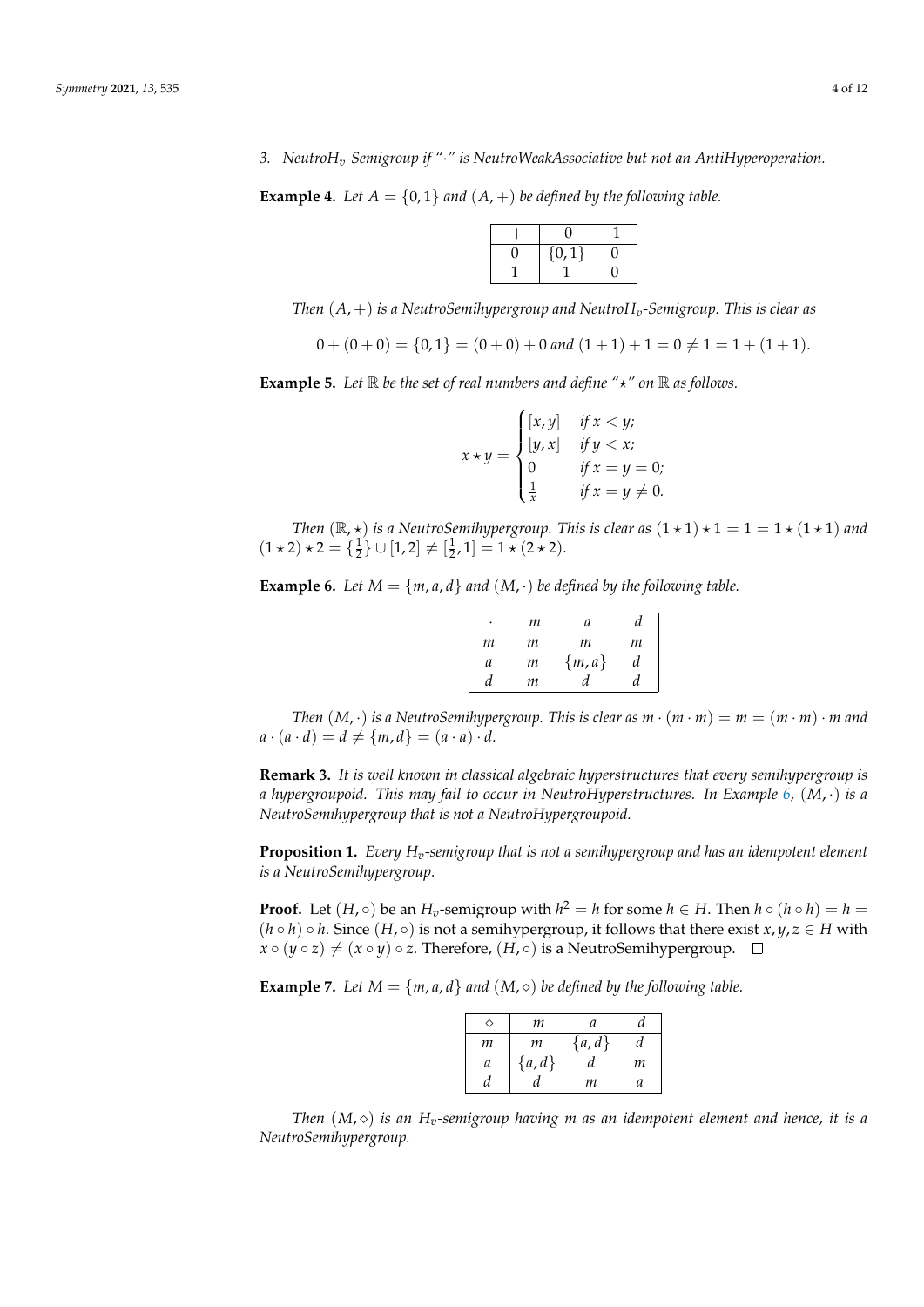3. *NeutroH$_v$-Semigroup if "$\cdot$" is NeutroWeakAssociative but not an AntiHyperoperation.*

**Example 4.** *Let $A = \{0, 1\}$ and $(A, +)$ be defined by the following table.*

| $+$ | $0$ | $1$ |
|---|---|---|
| $0$ | $\{0, 1\}$ | $0$ |
| $1$ | $1$ | $0$ |

*Then $(A, +)$ is a NeutroSemihypergroup and NeutroH$_v$-Semigroup. This is clear as*

$$0 + (0 + 0) = \{0, 1\} = (0 + 0) + 0 \text{ and } (1 + 1) + 1 = 0 \neq 1 = 1 + (1 + 1).$$

**Example 5.** *Let $\mathbb{R}$ be the set of real numbers and define "$\star$" on $\mathbb{R}$ as follows.*

$$x \star y = \begin{cases} [x, y] & \text{if } x < y; \\ [y, x] & \text{if } y < x; \\ 0 & \text{if } x = y = 0; \\ \frac{1}{x} & \text{if } x = y \neq 0. \end{cases}$$

*Then $(\mathbb{R}, \star)$ is a NeutroSemihypergroup. This is clear as $(1 \star 1) \star 1 = 1 = 1 \star (1 \star 1)$ and $(1 \star 2) \star 2 = \{\frac{1}{2}\} \cup [1, 2] \neq [\frac{1}{2}, 1] = 1 \star (2 \star 2)$.*

**Example 6.** *Let $M = \{m, a, d\}$ and $(M, \cdot)$ be defined by the following table.*

| $\cdot$ | $m$ | $a$ | $d$ |
|---|---|---|---|
| $m$ | $m$ | $m$ | $m$ |
| $a$ | $m$ | $\{m, a\}$ | $d$ |
| $d$ | $m$ | $d$ | $d$ |

*Then $(M, \cdot)$ is a NeutroSemihypergroup. This is clear as $m \cdot (m \cdot m) = m = (m \cdot m) \cdot m$ and $a \cdot (a \cdot d) = d \neq \{m, d\} = (a \cdot a) \cdot d$.*

**Remark 3.** *It is well known in classical algebraic hyperstructures that every semihypergroup is a hypergroupoid. This may fail to occur in NeutroHyperstructures. In Example 6, $(M, \cdot)$ is a NeutroSemihypergroup that is not a NeutroHypergroupoid.*

**Proposition 1.** *Every H$_v$-semigroup that is not a semihypergroup and has an idempotent element is a NeutroSemihypergroup.*

**Proof.** Let $(H, \circ)$ be an $H_v$-semigroup with $h^2 = h$ for some $h \in H$. Then $h \circ (h \circ h) = h = (h \circ h) \circ h$. Since $(H, \circ)$ is not a semihypergroup, it follows that there exist $x, y, z \in H$ with $x \circ (y \circ z) \neq (x \circ y) \circ z$. Therefore, $(H, \circ)$ is a NeutroSemihypergroup. $\square$

**Example 7.** *Let $M = \{m, a, d\}$ and $(M, \diamond)$ be defined by the following table.*

| $\diamond$ | $m$ | $a$ | $d$ |
|---|---|---|---|
| $m$ | $m$ | $\{a, d\}$ | $d$ |
| $a$ | $\{a, d\}$ | $d$ | $m$ |
| $d$ | $d$ | $m$ | $a$ |

*Then $(M, \diamond)$ is an H$_v$-semigroup having $m$ as an idempotent element and hence, it is a NeutroSemihypergroup.*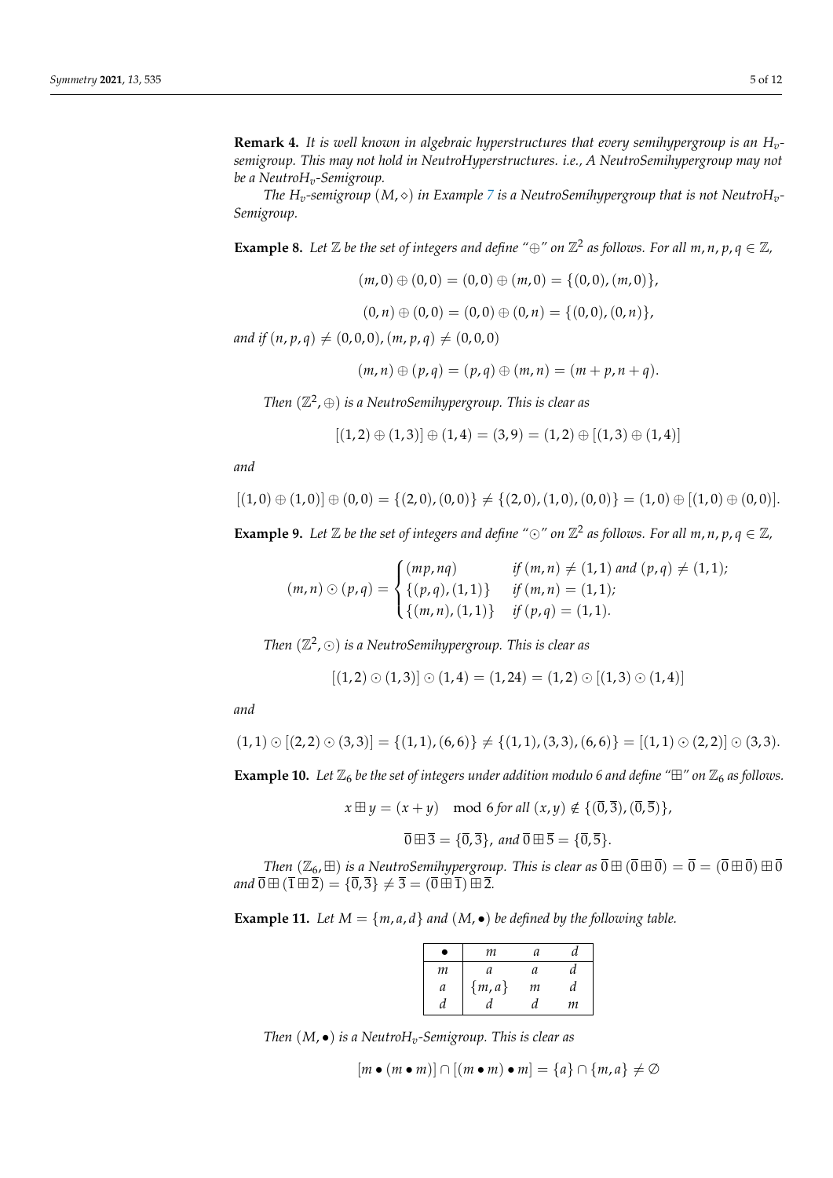**Remark 4.** *It is well known in algebraic hyperstructures that every semihypergroup is an $H_v$-semigroup. This may not hold in NeutroHyperstructures. i.e., A NeutroSemihypergroup may not be a NeutroH$_v$-Semigroup.*

*The $H_v$-semigroup $(M, \diamond)$ in Example 7 is a NeutroSemihypergroup that is not NeutroH$_v$-Semigroup.*

**Example 8.** *Let $\mathbb{Z}$ be the set of integers and define "$\oplus$" on $\mathbb{Z}^2$ as follows. For all $m, n, p, q \in \mathbb{Z}$,*

$$(m, 0) \oplus (0, 0) = (0, 0) \oplus (m, 0) = \{(0, 0), (m, 0)\},$$

$$(0, n) \oplus (0, 0) = (0, 0) \oplus (0, n) = \{(0, 0), (0, n)\},$$

*and if $(n, p, q) \neq (0, 0, 0), (m, p, q) \neq (0, 0, 0)$*

$$(m, n) \oplus (p, q) = (p, q) \oplus (m, n) = (m + p, n + q).$$

*Then $(\mathbb{Z}^2, \oplus)$ is a NeutroSemihypergroup. This is clear as*

$$[(1, 2) \oplus (1, 3)] \oplus (1, 4) = (3, 9) = (1, 2) \oplus [(1, 3) \oplus (1, 4)]$$

*and*

$$[(1, 0) \oplus (1, 0)] \oplus (0, 0) = \{(2, 0), (0, 0)\} \neq \{(2, 0), (1, 0), (0, 0)\} = (1, 0) \oplus [(1, 0) \oplus (0, 0)].$$

**Example 9.** *Let $\mathbb{Z}$ be the set of integers and define "$\odot$" on $\mathbb{Z}^2$ as follows. For all $m, n, p, q \in \mathbb{Z}$,*

$$(m, n) \odot (p, q) = \begin{cases} (mp, nq) & \text{if } (m, n) \neq (1, 1) \text{ and } (p, q) \neq (1, 1); \\ \{(p, q), (1, 1)\} & \text{if } (m, n) = (1, 1); \\ \{(m, n), (1, 1)\} & \text{if } (p, q) = (1, 1). \end{cases}$$

*Then $(\mathbb{Z}^2, \odot)$ is a NeutroSemihypergroup. This is clear as*

$$[(1, 2) \odot (1, 3)] \odot (1, 4) = (1, 24) = (1, 2) \odot [(1, 3) \odot (1, 4)]$$

*and*

$$(1, 1) \odot [(2, 2) \odot (3, 3)] = \{(1, 1), (6, 6)\} \neq \{(1, 1), (3, 3), (6, 6)\} = [(1, 1) \odot (2, 2)] \odot (3, 3).$$

**Example 10.** *Let $\mathbb{Z}_6$ be the set of integers under addition modulo 6 and define "$\boxplus$" on $\mathbb{Z}_6$ as follows.*

$$x \boxplus y = (x + y) \mod 6 \text{ for all } (x, y) \notin \{(\overline{0}, \overline{3}), (\overline{0}, \overline{5})\},$$

$$\overline{0} \boxplus \overline{3} = \{\overline{0}, \overline{3}\}, \text{ and } \overline{0} \boxplus \overline{5} = \{\overline{0}, \overline{5}\}.$$

*Then $(\mathbb{Z}_6, \boxplus)$ is a NeutroSemihypergroup. This is clear as $\overline{0} \boxplus (\overline{0} \boxplus \overline{0}) = \overline{0} = (\overline{0} \boxplus \overline{0}) \boxplus \overline{0}$ and $\overline{0} \boxplus (\overline{1} \boxplus \overline{2}) = \{\overline{0}, \overline{3}\} \neq \overline{3} = (\overline{0} \boxplus \overline{1}) \boxplus \overline{2}$.*

**Example 11.** *Let $M = \{m, a, d\}$ and $(M, \bullet)$ be defined by the following table.*

| $\bullet$ | $m$ | $a$ | $d$ |
|---|---|---|---|
| $m$ | $a$ | $a$ | $d$ |
| $a$ | $\{m, a\}$ | $m$ | $d$ |
| $d$ | $d$ | $d$ | $m$ |

*Then $(M, \bullet)$ is a NeutroH$_v$-Semigroup. This is clear as*

$$[m \bullet (m \bullet m)] \cap [(m \bullet m) \bullet m] = \{a\} \cap \{m, a\} \neq \emptyset$$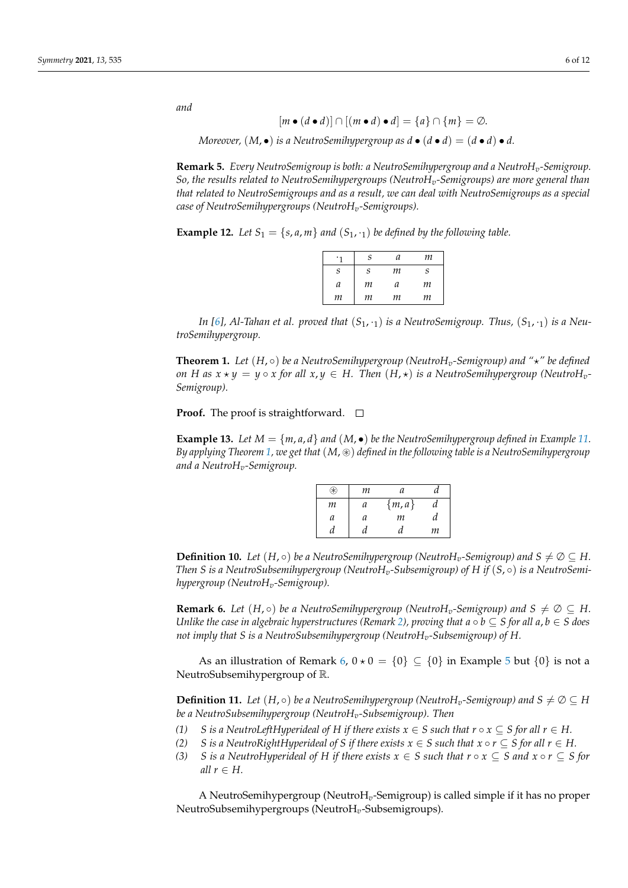*and*

$$[m \bullet (d \bullet d)] \cap [(m \bullet d) \bullet d] = \{a\} \cap \{m\} = \emptyset.$$

*Moreover, $(M, \bullet)$ is a NeutroSemihypergroup as $d \bullet (d \bullet d) = (d \bullet d) \bullet d$.*

**Remark 5.** *Every NeutroSemigroup is both: a NeutroSemihypergroup and a NeutroH$_v$-Semigroup. So, the results related to NeutroSemihypergroups (NeutroH$_v$-Semigroups) are more general than that related to NeutroSemigroups and as a result, we can deal with NeutroSemigroups as a special case of NeutroSemihypergroups (NeutroH$_v$-Semigroups).*

**Example 12.** *Let $S_1 = \{s, a, m\}$ and $(S_1, \cdot_1)$ be defined by the following table.*

| $\cdot_1$ | $s$ | $a$ | $m$ |
|---|---|---|---|
| $s$ | $s$ | $m$ | $s$ |
| $a$ | $m$ | $a$ | $m$ |
| $m$ | $m$ | $m$ | $m$ |

*In [6], Al-Tahan et al. proved that $(S_1, \cdot_1)$ is a NeutroSemigroup. Thus, $(S_1, \cdot_1)$ is a NeutroSemihypergroup.*

**Theorem 1.** *Let $(H, \circ)$ be a NeutroSemihypergroup (NeutroH$_v$-Semigroup) and "$\star$" be defined on $H$ as $x \star y = y \circ x$ for all $x, y \in H$. Then $(H, \star)$ is a NeutroSemihypergroup (NeutroH$_v$-Semigroup).*

**Proof.** The proof is straightforward. □

**Example 13.** *Let $M = \{m, a, d\}$ and $(M, \bullet)$ be the NeutroSemihypergroup defined in Example 11. By applying Theorem 1, we get that $(M, \circledast)$ defined in the following table is a NeutroSemihypergroup and a NeutroH$_v$-Semigroup.*

| $\circledast$ | $m$ | $a$ | $d$ |
|---|---|---|---|
| $m$ | $a$ | $\{m, a\}$ | $d$ |
| $a$ | $a$ | $m$ | $d$ |
| $d$ | $d$ | $d$ | $m$ |

**Definition 10.** *Let $(H, \circ)$ be a NeutroSemihypergroup (NeutroH$_v$-Semigroup) and $S \neq \emptyset \subseteq H$. Then $S$ is a NeutroSubsemihypergroup (NeutroH$_v$-Subsemigroup) of $H$ if $(S, \circ)$ is a NeutroSemihypergroup (NeutroH$_v$-Semigroup).*

**Remark 6.** *Let $(H, \circ)$ be a NeutroSemihypergroup (NeutroH$_v$-Semigroup) and $S \neq \emptyset \subseteq H$. Unlike the case in algebraic hyperstructures (Remark 2), proving that $a \circ b \subseteq S$ for all $a, b \in S$ does not imply that $S$ is a NeutroSubsemihypergroup (NeutroH$_v$-Subsemigroup) of $H$.*

As an illustration of Remark 6, $0 \star 0 = \{0\} \subseteq \{0\}$ in Example 5 but $\{0\}$ is not a NeutroSubsemihypergroup of $\mathbb{R}$.

**Definition 11.** *Let $(H, \circ)$ be a NeutroSemihypergroup (NeutroH$_v$-Semigroup) and $S \neq \emptyset \subseteq H$ be a NeutroSubsemihypergroup (NeutroH$_v$-Subsemigroup). Then*

*(1) $S$ is a NeutroLeftHyperideal of $H$ if there exists $x \in S$ such that $r \circ x \subseteq S$ for all $r \in H$.*
*(2) $S$ is a NeutroRightHyperideal of $S$ if there exists $x \in S$ such that $x \circ r \subseteq S$ for all $r \in H$.*
*(3) $S$ is a NeutroHyperideal of $H$ if there exists $x \in S$ such that $r \circ x \subseteq S$ and $x \circ r \subseteq S$ for all $r \in H$.*

A NeutroSemihypergroup (NeutroH$_v$-Semigroup) is called simple if it has no proper NeutroSubsemihypergroups (NeutroH$_v$-Subsemigroups).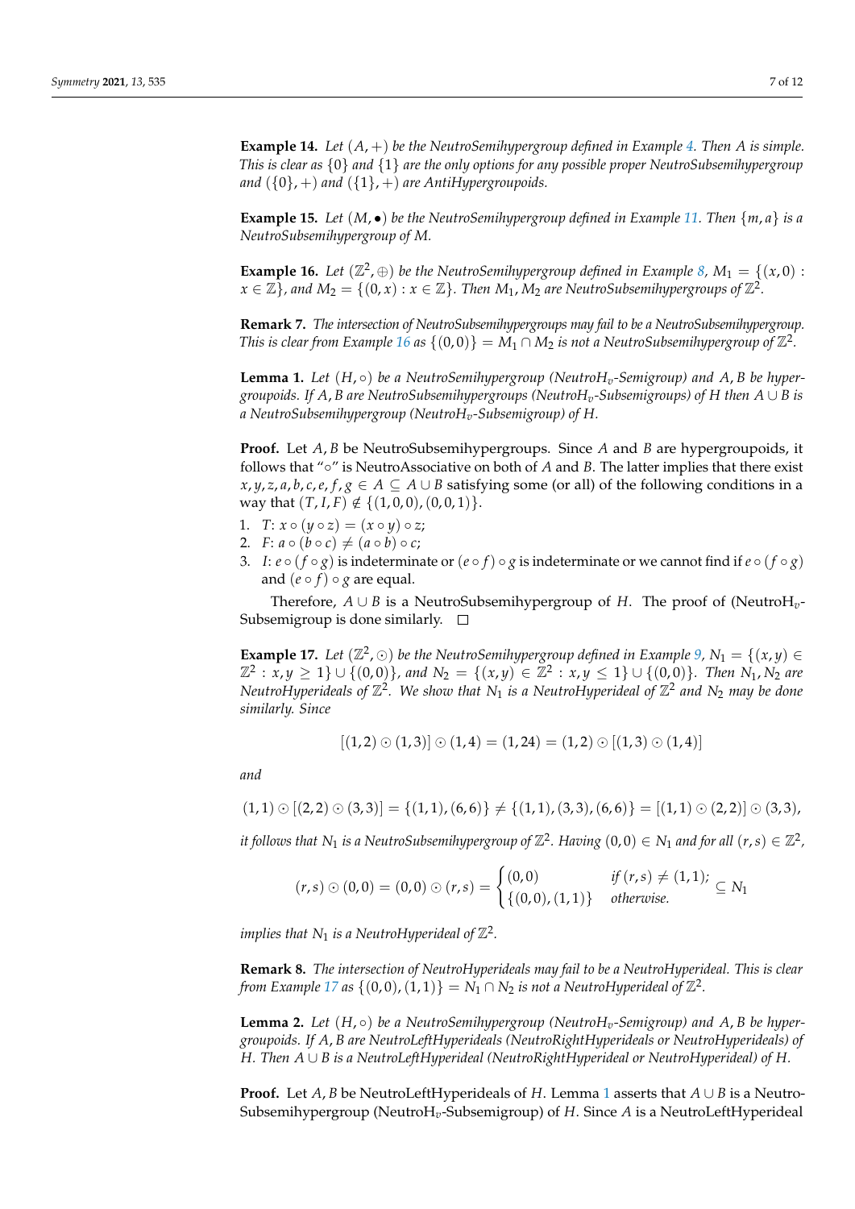**Example 14.** *Let $(A, +)$ be the NeutroSemihypergroup defined in Example 4. Then $A$ is simple. This is clear as $\{0\}$ and $\{1\}$ are the only options for any possible proper NeutroSubsemihypergroup and $(\{0\}, +)$ and $(\{1\}, +)$ are AntiHypergroupoids.*

**Example 15.** *Let $(M, \bullet)$ be the NeutroSemihypergroup defined in Example 11. Then $\{m, a\}$ is a NeutroSubsemihypergroup of $M$.*

**Example 16.** *Let $(\mathbb{Z}^2, \oplus)$ be the NeutroSemihypergroup defined in Example 8, $M_1 = \{(x, 0) : x \in \mathbb{Z}\}$, and $M_2 = \{(0, x) : x \in \mathbb{Z}\}$. Then $M_1, M_2$ are NeutroSubsemihypergroups of $\mathbb{Z}^2$.*

**Remark 7.** *The intersection of NeutroSubsemihypergroups may fail to be a NeutroSubsemihypergroup. This is clear from Example 16 as $\{(0, 0)\} = M_1 \cap M_2$ is not a NeutroSubsemihypergroup of $\mathbb{Z}^2$.*

**Lemma 1.** *Let $(H, \circ)$ be a NeutroSemihypergroup (Neutro$H_v$-Semigroup) and $A, B$ be hypergroupoids. If $A, B$ are NeutroSubsemihypergroups (Neutro$H_v$-Subsemigroups) of $H$ then $A \cup B$ is a NeutroSubsemihypergroup (Neutro$H_v$-Subsemigroup) of $H$.*

**Proof.** Let $A, B$ be NeutroSubsemihypergroups. Since $A$ and $B$ are hypergroupoids, it follows that "$\circ$" is NeutroAssociative on both of $A$ and $B$. The latter implies that there exist $x, y, z, a, b, c, e, f, g \in A \subseteq A \cup B$ satisfying some (or all) of the following conditions in a way that $(T, I, F) \notin \{(1, 0, 0), (0, 0, 1)\}$.

1. $T$: $x \circ (y \circ z) = (x \circ y) \circ z$;
2. $F$: $a \circ (b \circ c) \neq (a \circ b) \circ c$;
3. $I$: $e \circ (f \circ g)$ is indeterminate or $(e \circ f) \circ g$ is indeterminate or we cannot find if $e \circ (f \circ g)$ and $(e \circ f) \circ g$ are equal.

Therefore, $A \cup B$ is a NeutroSubsemihypergroup of $H$. The proof of (Neutro$H_v$-Subsemigroup is done similarly. □

**Example 17.** *Let $(\mathbb{Z}^2, \odot)$ be the NeutroSemihypergroup defined in Example 9, $N_1 = \{(x, y) \in \mathbb{Z}^2 : x, y \geq 1\} \cup \{(0, 0)\}$, and $N_2 = \{(x, y) \in \mathbb{Z}^2 : x, y \leq 1\} \cup \{(0, 0)\}$. Then $N_1, N_2$ are NeutroHyperideals of $\mathbb{Z}^2$. We show that $N_1$ is a NeutroHyperideal of $\mathbb{Z}^2$ and $N_2$ may be done similarly. Since*

$$[(1, 2) \odot (1, 3)] \odot (1, 4) = (1, 24) = (1, 2) \odot [(1, 3) \odot (1, 4)]$$

*and*

$$(1, 1) \odot [(2, 2) \odot (3, 3)] = \{(1, 1), (6, 6)\} \neq \{(1, 1), (3, 3), (6, 6)\} = [(1, 1) \odot (2, 2)] \odot (3, 3),$$

*it follows that $N_1$ is a NeutroSubsemihypergroup of $\mathbb{Z}^2$. Having $(0, 0) \in N_1$ and for all $(r, s) \in \mathbb{Z}^2$,*

$$(r, s) \odot (0, 0) = (0, 0) \odot (r, s) = \begin{cases} (0, 0) & \text{if } (r, s) \neq (1, 1); \\ \{(0, 0), (1, 1)\} & \text{otherwise.} \end{cases} \subseteq N_1$$

*implies that $N_1$ is a NeutroHyperideal of $\mathbb{Z}^2$.*

**Remark 8.** *The intersection of NeutroHyperideals may fail to be a NeutroHyperideal. This is clear from Example 17 as $\{(0, 0), (1, 1)\} = N_1 \cap N_2$ is not a NeutroHyperideal of $\mathbb{Z}^2$.*

**Lemma 2.** *Let $(H, \circ)$ be a NeutroSemihypergroup (Neutro$H_v$-Semigroup) and $A, B$ be hypergroupoids. If $A, B$ are NeutroLeftHyperideals (NeutroRightHyperideals or NeutroHyperideals) of $H$. Then $A \cup B$ is a NeutroLeftHyperideal (NeutroRightHyperideal or NeutroHyperideal) of $H$.*

**Proof.** Let $A, B$ be NeutroLeftHyperideals of $H$. Lemma 1 asserts that $A \cup B$ is a NeutroSubsemihypergroup (Neutro$H_v$-Subsemigroup) of $H$. Since $A$ is a NeutroLeftHyperideal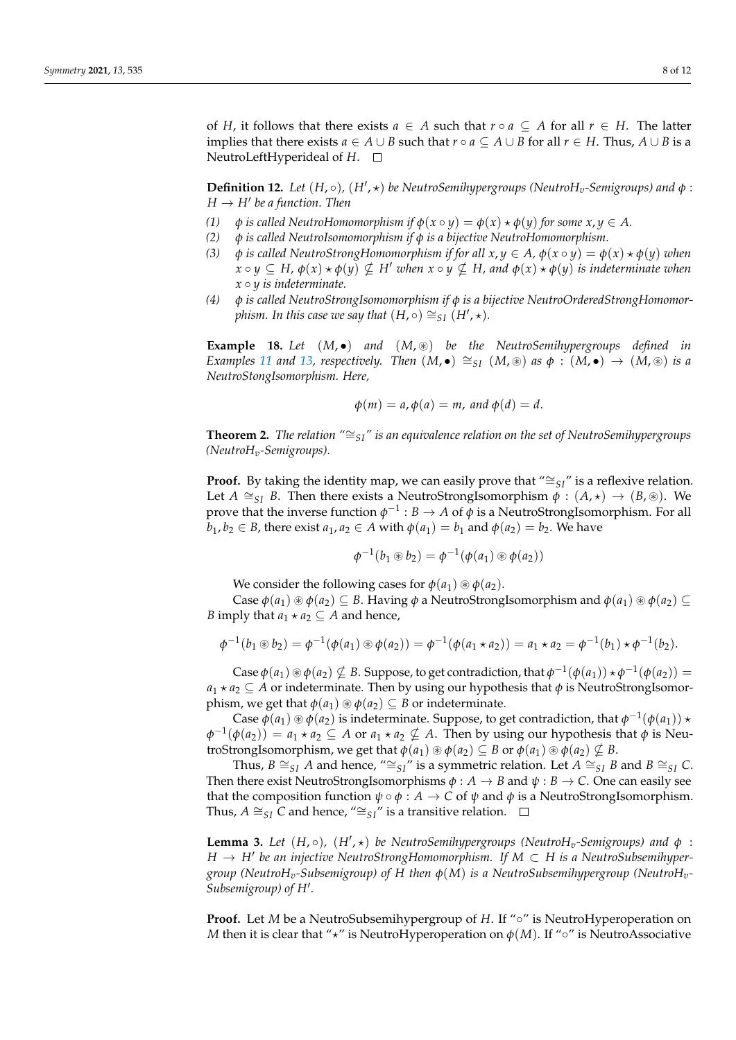of $H$, it follows that there exists $a \in A$ such that $r \circ a \subseteq A$ for all $r \in H$. The latter implies that there exists $a \in A \cup B$ such that $r \circ a \subseteq A \cup B$ for all $r \in H$. Thus, $A \cup B$ is a NeutroLeftHyperideal of $H$. □

**Definition 12.** *Let $(H, \circ)$, $(H', \star)$ be NeutroSemihypergroups (Neutro$H_v$-Semigroups) and $\phi : H \to H'$ be a function. Then*

*(1) $\phi$ is called NeutroHomomorphism if $\phi(x \circ y) = \phi(x) \star \phi(y)$ for some $x, y \in A$.*
*(2) $\phi$ is called NeutroIsomomorphism if $\phi$ is a bijective NeutroHomomorphism.*
*(3) $\phi$ is called NeutroStrongHomomorphism if for all $x, y \in A$, $\phi(x \circ y) = \phi(x) \star \phi(y)$ when $x \circ y \subseteq H$, $\phi(x) \star \phi(y) \nsubseteq H'$ when $x \circ y \nsubseteq H$, and $\phi(x) \star \phi(y)$ is indeterminate when $x \circ y$ is indeterminate.*
*(4) $\phi$ is called NeutroStrongIsomomorphism if $\phi$ is a bijective NeutroOrderedStrongHomomorphism. In this case we say that $(H, \circ) \cong_{SI} (H', \star)$.*

**Example 18.** *Let $(M, \bullet)$ and $(M, \circledast)$ be the NeutroSemihypergroups defined in Examples 11 and 13, respectively. Then $(M, \bullet) \cong_{SI} (M, \circledast)$ as $\phi : (M, \bullet) \to (M, \circledast)$ is a NeutroStongIsomorphism. Here,*

$$\phi(m) = a, \phi(a) = m, \text{ and } \phi(d) = d.$$

**Theorem 2.** *The relation "$\cong_{SI}$" is an equivalence relation on the set of NeutroSemihypergroups (Neutro$H_v$-Semigroups).*

**Proof.** By taking the identity map, we can easily prove that "$\cong_{SI}$" is a reflexive relation. Let $A \cong_{SI} B$. Then there exists a NeutroStrongIsomorphism $\phi : (A, \star) \to (B, \circledast)$. We prove that the inverse function $\phi^{-1} : B \to A$ of $\phi$ is a NeutroStrongIsomorphism. For all $b_1, b_2 \in B$, there exist $a_1, a_2 \in A$ with $\phi(a_1) = b_1$ and $\phi(a_2) = b_2$. We have

$$\phi^{-1}(b_1 \circledast b_2) = \phi^{-1}(\phi(a_1) \circledast \phi(a_2))$$

We consider the following cases for $\phi(a_1) \circledast \phi(a_2)$.

Case $\phi(a_1) \circledast \phi(a_2) \subseteq B$. Having $\phi$ a NeutroStrongIsomorphism and $\phi(a_1) \circledast \phi(a_2) \subseteq B$ imply that $a_1 \star a_2 \subseteq A$ and hence,

$$\phi^{-1}(b_1 \circledast b_2) = \phi^{-1}(\phi(a_1) \circledast \phi(a_2)) = \phi^{-1}(\phi(a_1 \star a_2)) = a_1 \star a_2 = \phi^{-1}(b_1) \star \phi^{-1}(b_2).$$

Case $\phi(a_1) \circledast \phi(a_2) \nsubseteq B$. Suppose, to get contradiction, that $\phi^{-1}(\phi(a_1)) \star \phi^{-1}(\phi(a_2)) = a_1 \star a_2 \subseteq A$ or indeterminate. Then by using our hypothesis that $\phi$ is NeutroStrongIsomorphism, we get that $\phi(a_1) \circledast \phi(a_2) \subseteq B$ or indeterminate.

Case $\phi(a_1) \circledast \phi(a_2)$ is indeterminate. Suppose, to get contradiction, that $\phi^{-1}(\phi(a_1)) \star \phi^{-1}(\phi(a_2)) = a_1 \star a_2 \subseteq A$ or $a_1 \star a_2 \nsubseteq A$. Then by using our hypothesis that $\phi$ is NeutroStrongIsomorphism, we get that $\phi(a_1) \circledast \phi(a_2) \subseteq B$ or $\phi(a_1) \circledast \phi(a_2) \nsubseteq B$.

Thus, $B \cong_{SI} A$ and hence, "$\cong_{SI}$" is a symmetric relation. Let $A \cong_{SI} B$ and $B \cong_{SI} C$. Then there exist NeutroStrongIsomorphisms $\phi : A \to B$ and $\psi : B \to C$. One can easily see that the composition function $\psi \circ \phi : A \to C$ of $\psi$ and $\phi$ is a NeutroStrongIsomorphism. Thus, $A \cong_{SI} C$ and hence, "$\cong_{SI}$" is a transitive relation. □

**Lemma 3.** *Let $(H, \circ)$, $(H', \star)$ be NeutroSemihypergroups (Neutro$H_v$-Semigroups) and $\phi : H \to H'$ be an injective NeutroStrongHomomorphism. If $M \subset H$ is a NeutroSubsemihypergroup (Neutro$H_v$-Subsemigroup) of $H$ then $\phi(M)$ is a NeutroSubsemihypergroup (Neutro$H_v$-Subsemigroup) of $H'$.*

**Proof.** Let $M$ be a NeutroSubsemihypergroup of $H$. If "$\circ$" is NeutroHyperoperation on $M$ then it is clear that "$\star$" is NeutroHyperoperation on $\phi(M)$. If "$\circ$" is NeutroAssociative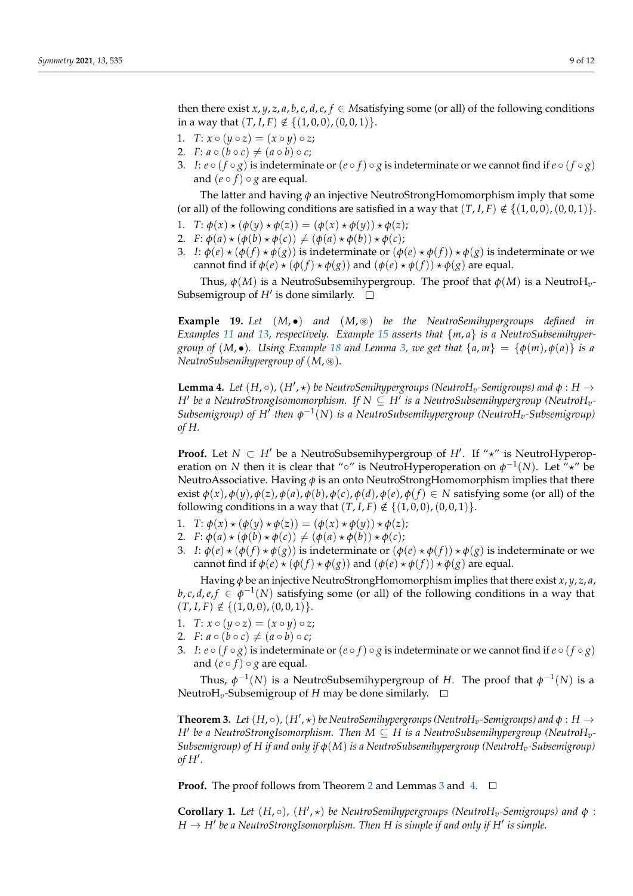then there exist $x, y, z, a, b, c, d, e, f \in M$satisfying some (or all) of the following conditions in a way that $(T, I, F) \notin \{(1,0,0),(0,0,1)\}$.

1. $T$: $x \circ (y \circ z) = (x \circ y) \circ z$;
2. $F$: $a \circ (b \circ c) \neq (a \circ b) \circ c$;
3. $I$: $e \circ (f \circ g)$ is indeterminate or $(e \circ f) \circ g$ is indeterminate or we cannot find if $e \circ (f \circ g)$ and $(e \circ f) \circ g$ are equal.

The latter and having $\phi$ an injective NeutroStrongHomomorphism imply that some (or all) of the following conditions are satisfied in a way that $(T, I, F) \notin \{(1,0,0),(0,0,1)\}$.

1. $T$: $\phi(x) \star (\phi(y) \star \phi(z)) = (\phi(x) \star \phi(y)) \star \phi(z)$;
2. $F$: $\phi(a) \star (\phi(b) \star \phi(c)) \neq (\phi(a) \star \phi(b)) \star \phi(c)$;
3. $I$: $\phi(e) \star (\phi(f) \star \phi(g))$ is indeterminate or $(\phi(e) \star \phi(f)) \star \phi(g)$ is indeterminate or we cannot find if $\phi(e) \star (\phi(f) \star \phi(g))$ and $(\phi(e) \star \phi(f)) \star \phi(g)$ are equal.

Thus, $\phi(M)$ is a NeutroSubsemihypergroup. The proof that $\phi(M)$ is a NeutroH$_v$-Subsemigroup of $H'$ is done similarly. □

**Example 19.** *Let $(M, \bullet)$ and $(M, \circledast)$ be the NeutroSemihypergroups defined in Examples 11 and 13, respectively. Example 15 asserts that $\{m, a\}$ is a NeutroSubsemihypergroup of $(M, \bullet)$. Using Example 18 and Lemma 3, we get that $\{a, m\} = \{\phi(m), \phi(a)\}$ is a NeutroSubsemihypergroup of $(M, \circledast)$.*

**Lemma 4.** *Let $(H, \circ)$, $(H', \star)$ be NeutroSemihypergroups (NeutroH$_v$-Semigroups) and $\phi : H \to H'$ be a NeutroStrongIsomomorphism. If $N \subseteq H'$ is a NeutroSubsemihypergroup (NeutroH$_v$-Subsemigroup) of $H'$ then $\phi^{-1}(N)$ is a NeutroSubsemihypergroup (NeutroH$_v$-Subsemigroup) of $H$.*

**Proof.** Let $N \subset H'$ be a NeutroSubsemihypergroup of $H'$. If "$\star$" is NeutroHyperoperation on $N$ then it is clear that "$\circ$" is NeutroHyperoperation on $\phi^{-1}(N)$. Let "$\star$" be NeutroAssociative. Having $\phi$ is an onto NeutroStrongHomomorphism implies that there exist $\phi(x), \phi(y), \phi(z), \phi(a), \phi(b), \phi(c), \phi(d), \phi(e), \phi(f) \in N$ satisfying some (or all) of the following conditions in a way that $(T, I, F) \notin \{(1,0,0),(0,0,1)\}$.

1. $T$: $\phi(x) \star (\phi(y) \star \phi(z)) = (\phi(x) \star \phi(y)) \star \phi(z)$;
2. $F$: $\phi(a) \star (\phi(b) \star \phi(c)) \neq (\phi(a) \star \phi(b)) \star \phi(c)$;
3. $I$: $\phi(e) \star (\phi(f) \star \phi(g))$ is indeterminate or $(\phi(e) \star \phi(f)) \star \phi(g)$ is indeterminate or we cannot find if $\phi(e) \star (\phi(f) \star \phi(g))$ and $(\phi(e) \star \phi(f)) \star \phi(g)$ are equal.

Having $\phi$ be an injective NeutroStrongHomomorphism implies that there exist $x, y, z, a, b, c, d, e, f \in \phi^{-1}(N)$ satisfying some (or all) of the following conditions in a way that $(T, I, F) \notin \{(1,0,0),(0,0,1)\}$.

1. $T$: $x \circ (y \circ z) = (x \circ y) \circ z$;
2. $F$: $a \circ (b \circ c) \neq (a \circ b) \circ c$;
3. $I$: $e \circ (f \circ g)$ is indeterminate or $(e \circ f) \circ g$ is indeterminate or we cannot find if $e \circ (f \circ g)$ and $(e \circ f) \circ g$ are equal.

Thus, $\phi^{-1}(N)$ is a NeutroSubsemihypergroup of $H$. The proof that $\phi^{-1}(N)$ is a NeutroH$_v$-Subsemigroup of $H$ may be done similarly. □

**Theorem 3.** *Let $(H, \circ)$, $(H', \star)$ be NeutroSemihypergroups (NeutroH$_v$-Semigroups) and $\phi : H \to H'$ be a NeutroStrongIsomorphism. Then $M \subseteq H$ is a NeutroSubsemihypergroup (NeutroH$_v$-Subsemigroup) of $H$ if and only if $\phi(M)$ is a NeutroSubsemihypergroup (NeutroH$_v$-Subsemigroup) of $H'$.*

**Proof.** The proof follows from Theorem 2 and Lemmas 3 and 4. □

**Corollary 1.** *Let $(H, \circ)$, $(H', \star)$ be NeutroSemihypergroups (NeutroH$_v$-Semigroups) and $\phi : H \to H'$ be a NeutroStrongIsomorphism. Then $H$ is simple if and only if $H'$ is simple.*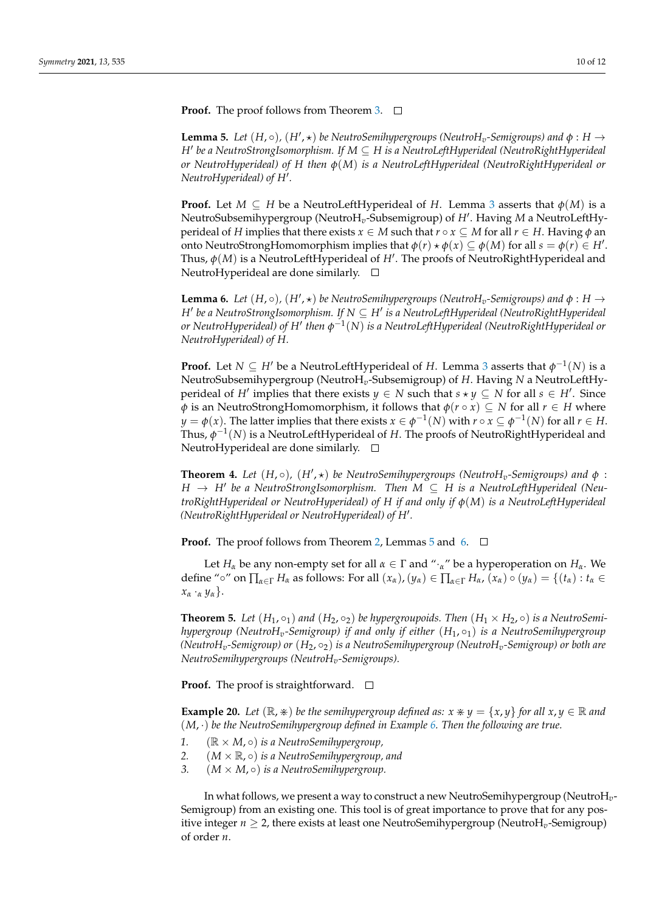**Proof.** The proof follows from Theorem 3. □

**Lemma 5.** *Let $(H, \circ)$, $(H', \star)$ be NeutroSemihypergroups (NeutroH$_v$-Semigroups) and $\phi : H \to H'$ be a NeutroStrongIsomorphism. If $M \subseteq H$ is a NeutroLeftHyperideal (NeutroRightHyperideal or NeutroHyperideal) of $H$ then $\phi(M)$ is a NeutroLeftHyperideal (NeutroRightHyperideal or NeutroHyperideal) of $H'$.*

**Proof.** Let $M \subseteq H$ be a NeutroLeftHyperideal of $H$. Lemma 3 asserts that $\phi(M)$ is a NeutroSubsemihypergroup (NeutroH$_v$-Subsemigroup) of $H'$. Having $M$ a NeutroLeftHyperideal of $H$ implies that there exists $x \in M$ such that $r \circ x \subseteq M$ for all $r \in H$. Having $\phi$ an onto NeutroStrongHomomorphism implies that $\phi(r) \star \phi(x) \subseteq \phi(M)$ for all $s = \phi(r) \in H'$. Thus, $\phi(M)$ is a NeutroLeftHyperideal of $H'$. The proofs of NeutroRightHyperideal and NeutroHyperideal are done similarly. □

**Lemma 6.** *Let $(H, \circ)$, $(H', \star)$ be NeutroSemihypergroups (NeutroH$_v$-Semigroups) and $\phi : H \to H'$ be a NeutroStrongIsomorphism. If $N \subseteq H'$ is a NeutroLeftHyperideal (NeutroRightHyperideal or NeutroHyperideal) of $H'$ then $\phi^{-1}(N)$ is a NeutroLeftHyperideal (NeutroRightHyperideal or NeutroHyperideal) of $H$.*

**Proof.** Let $N \subseteq H'$ be a NeutroLeftHyperideal of $H$. Lemma 3 asserts that $\phi^{-1}(N)$ is a NeutroSubsemihypergroup (NeutroH$_v$-Subsemigroup) of $H$. Having $N$ a NeutroLeftHyperideal of $H'$ implies that there exists $y \in N$ such that $s \star y \subseteq N$ for all $s \in H'$. Since $\phi$ is an NeutroStrongHomomorphism, it follows that $\phi(r \circ x) \subseteq N$ for all $r \in H$ where $y = \phi(x)$. The latter implies that there exists $x \in \phi^{-1}(N)$ with $r \circ x \subseteq \phi^{-1}(N)$ for all $r \in H$. Thus, $\phi^{-1}(N)$ is a NeutroLeftHyperideal of $H$. The proofs of NeutroRightHyperideal and NeutroHyperideal are done similarly. □

**Theorem 4.** *Let $(H, \circ)$, $(H', \star)$ be NeutroSemihypergroups (NeutroH$_v$-Semigroups) and $\phi : H \to H'$ be a NeutroStrongIsomorphism. Then $M \subseteq H$ is a NeutroLeftHyperideal (NeutroRightHyperideal or NeutroHyperideal) of $H$ if and only if $\phi(M)$ is a NeutroLeftHyperideal (NeutroRightHyperideal or NeutroHyperideal) of $H'$.*

**Proof.** The proof follows from Theorem 2, Lemmas 5 and 6. □

Let $H_\alpha$ be any non-empty set for all $\alpha \in \Gamma$ and "$\cdot_\alpha$" be a hyperoperation on $H_\alpha$. We define "$\circ$" on $\prod_{\alpha \in \Gamma} H_\alpha$ as follows: For all $(x_\alpha), (y_\alpha) \in \prod_{\alpha \in \Gamma} H_\alpha$, $(x_\alpha) \circ (y_\alpha) = \{(t_\alpha) : t_\alpha \in x_\alpha \cdot_\alpha y_\alpha\}$.

**Theorem 5.** *Let $(H_1, \circ_1)$ and $(H_2, \circ_2)$ be hypergroupoids. Then $(H_1 \times H_2, \circ)$ is a NeutroSemihypergroup (NeutroH$_v$-Semigroup) if and only if either $(H_1, \circ_1)$ is a NeutroSemihypergroup (NeutroH$_v$-Semigroup) or $(H_2, \circ_2)$ is a NeutroSemihypergroup (NeutroH$_v$-Semigroup) or both are NeutroSemihypergroups (NeutroH$_v$-Semigroups).*

**Proof.** The proof is straightforward. □

**Example 20.** *Let $(\mathbb{R}, \circledast)$ be the semihypergroup defined as: $x \circledast y = \{x, y\}$ for all $x, y \in \mathbb{R}$ and $(M, \cdot)$ be the NeutroSemihypergroup defined in Example 6. Then the following are true.*

1. *$(\mathbb{R} \times M, \circ)$ is a NeutroSemihypergroup,*
2. *$(M \times \mathbb{R}, \circ)$ is a NeutroSemihypergroup, and*
3. *$(M \times M, \circ)$ is a NeutroSemihypergroup.*

In what follows, we present a way to construct a new NeutroSemihypergroup (NeutroH$_v$-Semigroup) from an existing one. This tool is of great importance to prove that for any positive integer $n \geq 2$, there exists at least one NeutroSemihypergroup (NeutroH$_v$-Semigroup) of order $n$.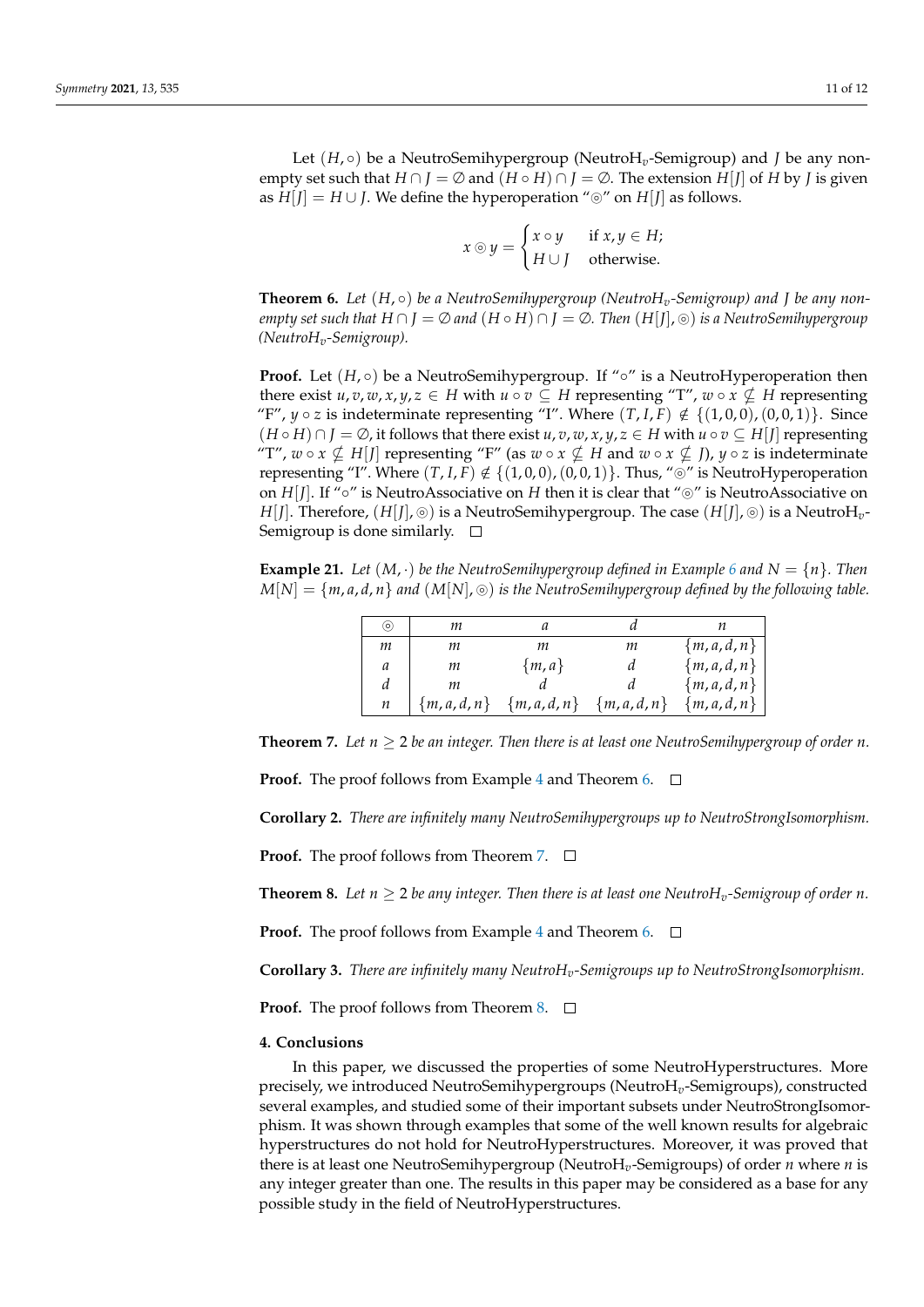Let $(H, \circ)$ be a NeutroSemihypergroup (NeutroH$_v$-Semigroup) and $J$ be any non-empty set such that $H \cap J = \emptyset$ and $(H \circ H) \cap J = \emptyset$. The extension $H[J]$ of $H$ by $J$ is given as $H[J] = H \cup J$. We define the hyperoperation "$\circledcirc$" on $H[J]$ as follows.

$$x \circledcirc y = \begin{cases} x \circ y & \text{if } x, y \in H; \\ H \cup J & \text{otherwise.} \end{cases}$$

**Theorem 6.** *Let $(H, \circ)$ be a NeutroSemihypergroup (NeutroH$_v$-Semigroup) and $J$ be any non-empty set such that $H \cap J = \emptyset$ and $(H \circ H) \cap J = \emptyset$. Then $(H[J], \circledcirc)$ is a NeutroSemihypergroup (NeutroH$_v$-Semigroup).*

**Proof.** Let $(H, \circ)$ be a NeutroSemihypergroup. If "$\circ$" is a NeutroHyperoperation then there exist $u, v, w, x, y, z \in H$ with $u \circ v \subseteq H$ representing "T", $w \circ x \nsubseteq H$ representing "F", $y \circ z$ is indeterminate representing "I". Where $(T, I, F) \notin \{(1,0,0), (0,0,1)\}$. Since $(H \circ H) \cap J = \emptyset$, it follows that there exist $u, v, w, x, y, z \in H$ with $u \circ v \subseteq H[J]$ representing "T", $w \circ x \nsubseteq H[J]$ representing "F" (as $w \circ x \nsubseteq H$ and $w \circ x \nsubseteq J$), $y \circ z$ is indeterminate representing "I". Where $(T, I, F) \notin \{(1,0,0), (0,0,1)\}$. Thus, "$\circledcirc$" is NeutroHyperoperation on $H[J]$. If "$\circ$" is NeutroAssociative on $H$ then it is clear that "$\circledcirc$" is NeutroAssociative on $H[J]$. Therefore, $(H[J], \circledcirc)$ is a NeutroSemihypergroup. The case $(H[J], \circledcirc)$ is a NeutroH$_v$-Semigroup is done similarly. □

**Example 21.** *Let $(M, \cdot)$ be the NeutroSemihypergroup defined in Example 6 and $N = \{n\}$. Then $M[N] = \{m, a, d, n\}$ and $(M[N], \circledcirc)$ is the NeutroSemihypergroup defined by the following table.*

| $\circledcirc$ | $m$ | $a$ | $d$ | $n$ |
|---|---|---|---|---|
| $m$ | $m$ | $m$ | $m$ | $\{m, a, d, n\}$ |
| $a$ | $m$ | $\{m, a\}$ | $d$ | $\{m, a, d, n\}$ |
| $d$ | $m$ | $d$ | $d$ | $\{m, a, d, n\}$ |
| $n$ | $\{m, a, d, n\}$ | $\{m, a, d, n\}$ | $\{m, a, d, n\}$ | $\{m, a, d, n\}$ |

**Theorem 7.** *Let $n \geq 2$ be an integer. Then there is at least one NeutroSemihypergroup of order $n$.*

**Proof.** The proof follows from Example 4 and Theorem 6. □

**Corollary 2.** *There are infinitely many NeutroSemihypergroups up to NeutroStrongIsomorphism.*

**Proof.** The proof follows from Theorem 7. □

**Theorem 8.** *Let $n \geq 2$ be any integer. Then there is at least one NeutroH$_v$-Semigroup of order $n$.*

**Proof.** The proof follows from Example 4 and Theorem 6. □

**Corollary 3.** *There are infinitely many NeutroH$_v$-Semigroups up to NeutroStrongIsomorphism.*

**Proof.** The proof follows from Theorem 8. □

## 4. Conclusions

In this paper, we discussed the properties of some NeutroHyperstructures. More precisely, we introduced NeutroSemihypergroups (NeutroH$_v$-Semigroups), constructed several examples, and studied some of their important subsets under NeutroStrongIsomorphism. It was shown through examples that some of the well known results for algebraic hyperstructures do not hold for NeutroHyperstructures. Moreover, it was proved that there is at least one NeutroSemihypergroup (NeutroH$_v$-Semigroups) of order $n$ where $n$ is any integer greater than one. The results in this paper may be considered as a base for any possible study in the field of NeutroHyperstructures.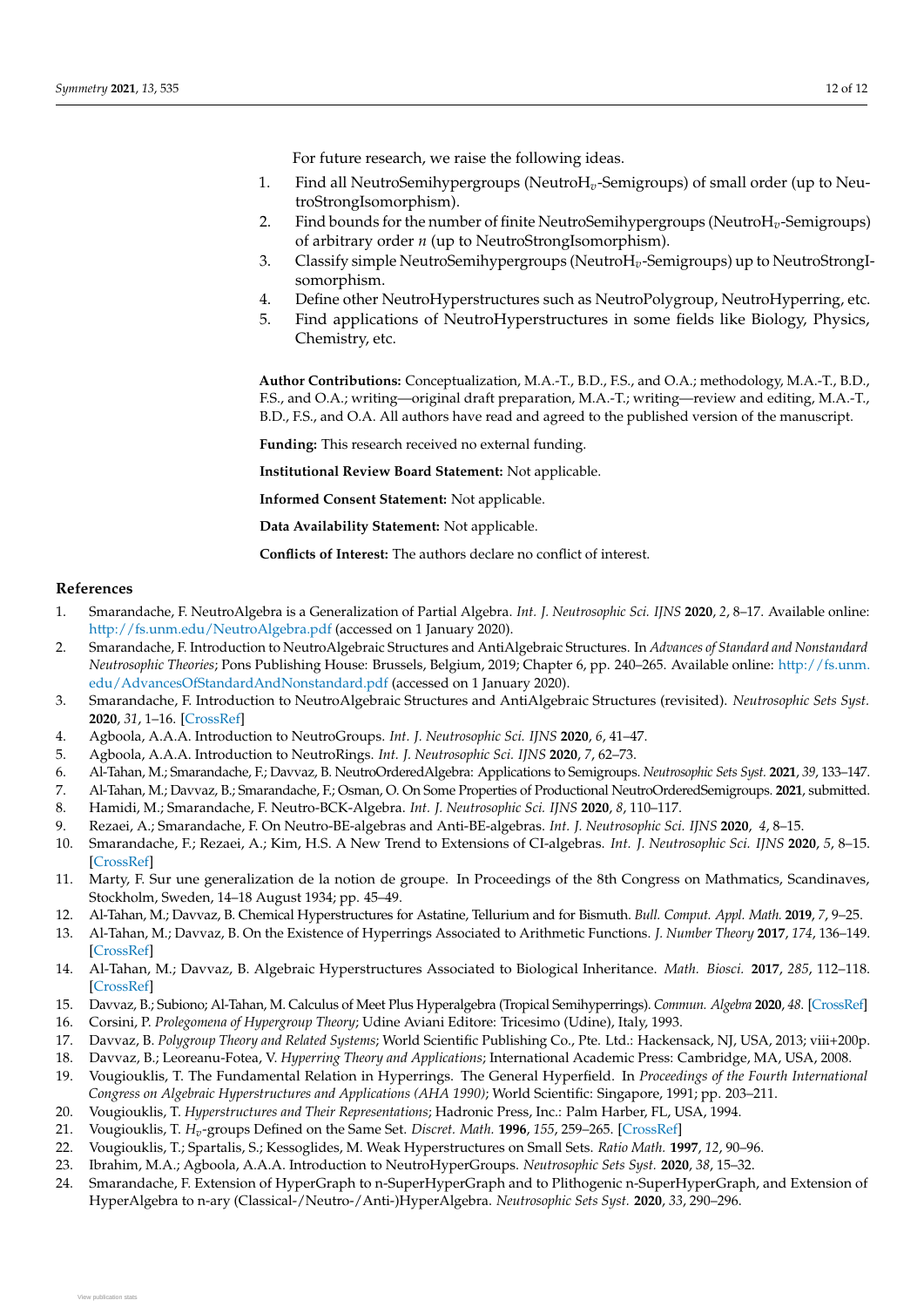For future research, we raise the following ideas.

1. Find all NeutroSemihypergroups (NeutroH$_v$-Semigroups) of small order (up to NeutroStrongIsomorphism).
2. Find bounds for the number of finite NeutroSemihypergroups (NeutroH$_v$-Semigroups) of arbitrary order $n$ (up to NeutroStrongIsomorphism).
3. Classify simple NeutroSemihypergroups (NeutroH$_v$-Semigroups) up to NeutroStrongIsomorphism.
4. Define other NeutroHyperstructures such as NeutroPolygroup, NeutroHyperring, etc.
5. Find applications of NeutroHyperstructures in some fields like Biology, Physics, Chemistry, etc.

**Author Contributions:** Conceptualization, M.A.-T., B.D., F.S., and O.A.; methodology, M.A.-T., B.D., F.S., and O.A.; writing—original draft preparation, M.A.-T.; writing—review and editing, M.A.-T., B.D., F.S., and O.A. All authors have read and agreed to the published version of the manuscript.

**Funding:** This research received no external funding.

**Institutional Review Board Statement:** Not applicable.

**Informed Consent Statement:** Not applicable.

**Data Availability Statement:** Not applicable.

**Conflicts of Interest:** The authors declare no conflict of interest.

## References

1. Smarandache, F. NeutroAlgebra is a Generalization of Partial Algebra. *Int. J. Neutrosophic Sci. IJNS* **2020**, *2*, 8–17. Available online: http://fs.unm.edu/NeutroAlgebra.pdf (accessed on 1 January 2020).
2. Smarandache, F. Introduction to NeutroAlgebraic Structures and AntiAlgebraic Structures. In *Advances of Standard and Nonstandard Neutrosophic Theories*; Pons Publishing House: Brussels, Belgium, 2019; Chapter 6, pp. 240–265. Available online: http://fs.unm.edu/AdvancesOfStandardAndNonstandard.pdf (accessed on 1 January 2020).
3. Smarandache, F. Introduction to NeutroAlgebraic Structures and AntiAlgebraic Structures (revisited). *Neutrosophic Sets Syst.* **2020**, *31*, 1–16. [CrossRef]
4. Agboola, A.A.A. Introduction to NeutroGroups. *Int. J. Neutrosophic Sci. IJNS* **2020**, *6*, 41–47.
5. Agboola, A.A.A. Introduction to NeutroRings. *Int. J. Neutrosophic Sci. IJNS* **2020**, *7*, 62–73.
6. Al-Tahan, M.; Smarandache, F.; Davvaz, B. NeutroOrderedAlgebra: Applications to Semigroups. *Neutrosophic Sets Syst.* **2021**, *39*, 133–147.
7. Al-Tahan, M.; Davvaz, B.; Smarandache, F.; Osman, O. On Some Properties of Productional NeutroOrderedSemigroups. **2021**, submitted.
8. Hamidi, M.; Smarandache, F. Neutro-BCK-Algebra. *Int. J. Neutrosophic Sci. IJNS* **2020**, *8*, 110–117.
9. Rezaei, A.; Smarandache, F. On Neutro-BE-algebras and Anti-BE-algebras. *Int. J. Neutrosophic Sci. IJNS* **2020**, *4*, 8–15.
10. Smarandache, F.; Rezaei, A.; Kim, H.S. A New Trend to Extensions of CI-algebras. *Int. J. Neutrosophic Sci. IJNS* **2020**, *5*, 8–15. [CrossRef]
11. Marty, F. Sur une generalization de la notion de groupe. In Proceedings of the 8th Congress on Mathmatics, Scandinaves, Stockholm, Sweden, 14–18 August 1934; pp. 45–49.
12. Al-Tahan, M.; Davvaz, B. Chemical Hyperstructures for Astatine, Tellurium and for Bismuth. *Bull. Comput. Appl. Math.* **2019**, *7*, 9–25.
13. Al-Tahan, M.; Davvaz, B. On the Existence of Hyperrings Associated to Arithmetic Functions. *J. Number Theory* **2017**, *174*, 136–149. [CrossRef]
14. Al-Tahan, M.; Davvaz, B. Algebraic Hyperstructures Associated to Biological Inheritance. *Math. Biosci.* **2017**, *285*, 112–118. [CrossRef]
15. Davvaz, B.; Subiono; Al-Tahan, M. Calculus of Meet Plus Hyperalgebra (Tropical Semihyperrings). *Commun. Algebra* **2020**, *48*. [CrossRef]
16. Corsini, P. *Prolegomena of Hypergroup Theory*; Udine Aviani Editore: Tricesimo (Udine), Italy, 1993.
17. Davvaz, B. *Polygroup Theory and Related Systems*; World Scientific Publishing Co., Pte. Ltd.: Hackensack, NJ, USA, 2013; viii+200p.
18. Davvaz, B.; Leoreanu-Fotea, V. *Hyperring Theory and Applications*; International Academic Press: Cambridge, MA, USA, 2008.
19. Vougiouklis, T. The Fundamental Relation in Hyperrings. The General Hyperfield. In *Proceedings of the Fourth International Congress on Algebraic Hyperstructures and Applications (AHA 1990)*; World Scientific: Singapore, 1991; pp. 203–211.
20. Vougiouklis, T. *Hyperstructures and Their Representations*; Hadronic Press, Inc.: Palm Harber, FL, USA, 1994.
21. Vougiouklis, T. $H_v$-groups Defined on the Same Set. *Discret. Math.* **1996**, *155*, 259–265. [CrossRef]
22. Vougiouklis, T.; Spartalis, S.; Kessoglides, M. Weak Hyperstructures on Small Sets. *Ratio Math.* **1997**, *12*, 90–96.
23. Ibrahim, M.A.; Agboola, A.A.A. Introduction to NeutroHyperGroups. *Neutrosophic Sets Syst.* **2020**, *38*, 15–32.
24. Smarandache, F. Extension of HyperGraph to n-SuperHyperGraph and to Plithogenic n-SuperHyperGraph, and Extension of HyperAlgebra to n-ary (Classical-/Neutro-/Anti-)HyperAlgebra. *Neutrosophic Sets Syst.* **2020**, *33*, 290–296.